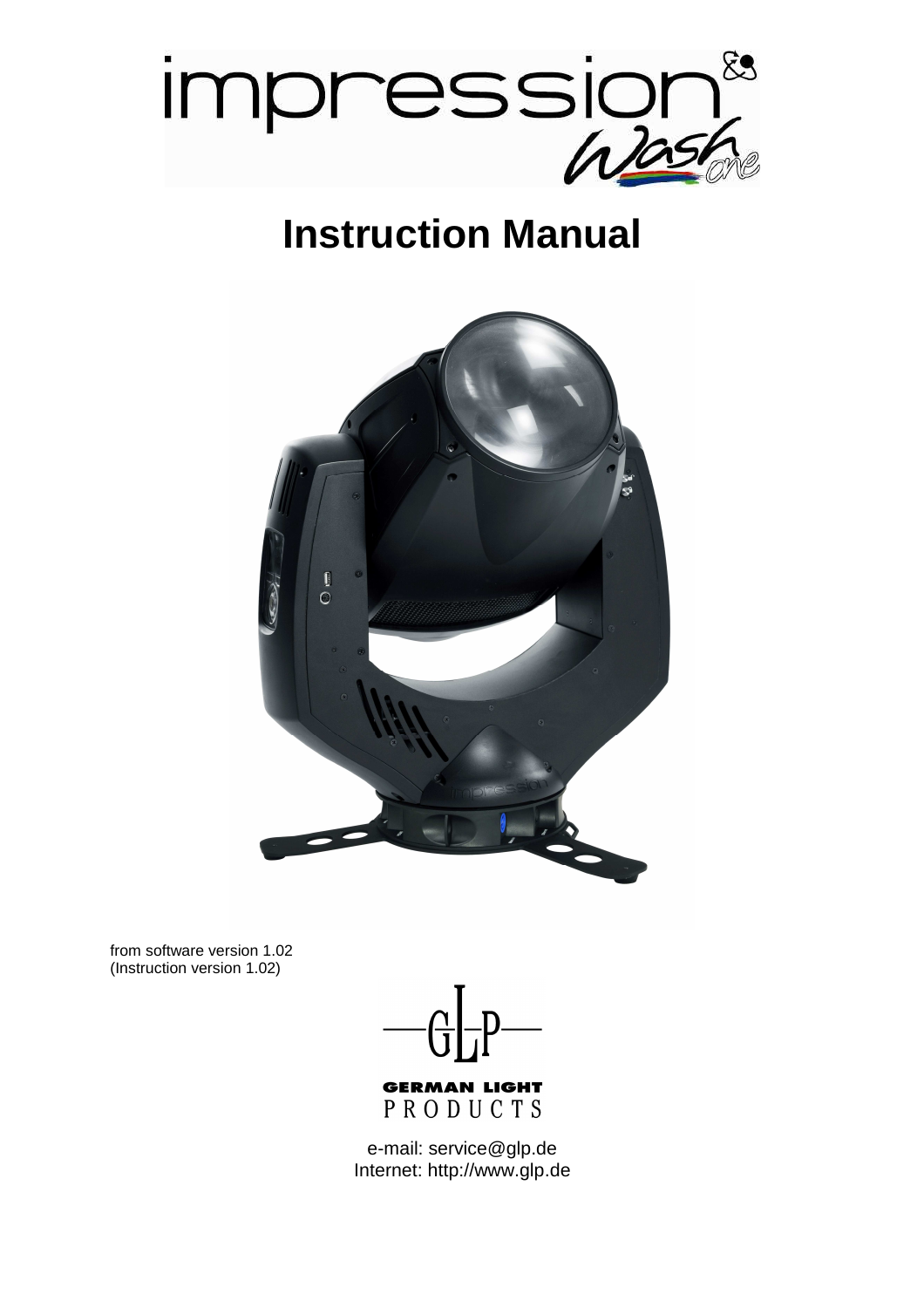# Instruction Manual

from software version 1.02
(Instruction version 1.02)

GERMAN LIGHT PRODUCTS

e-mail: service@glp.de
Internet: http://www.glp.de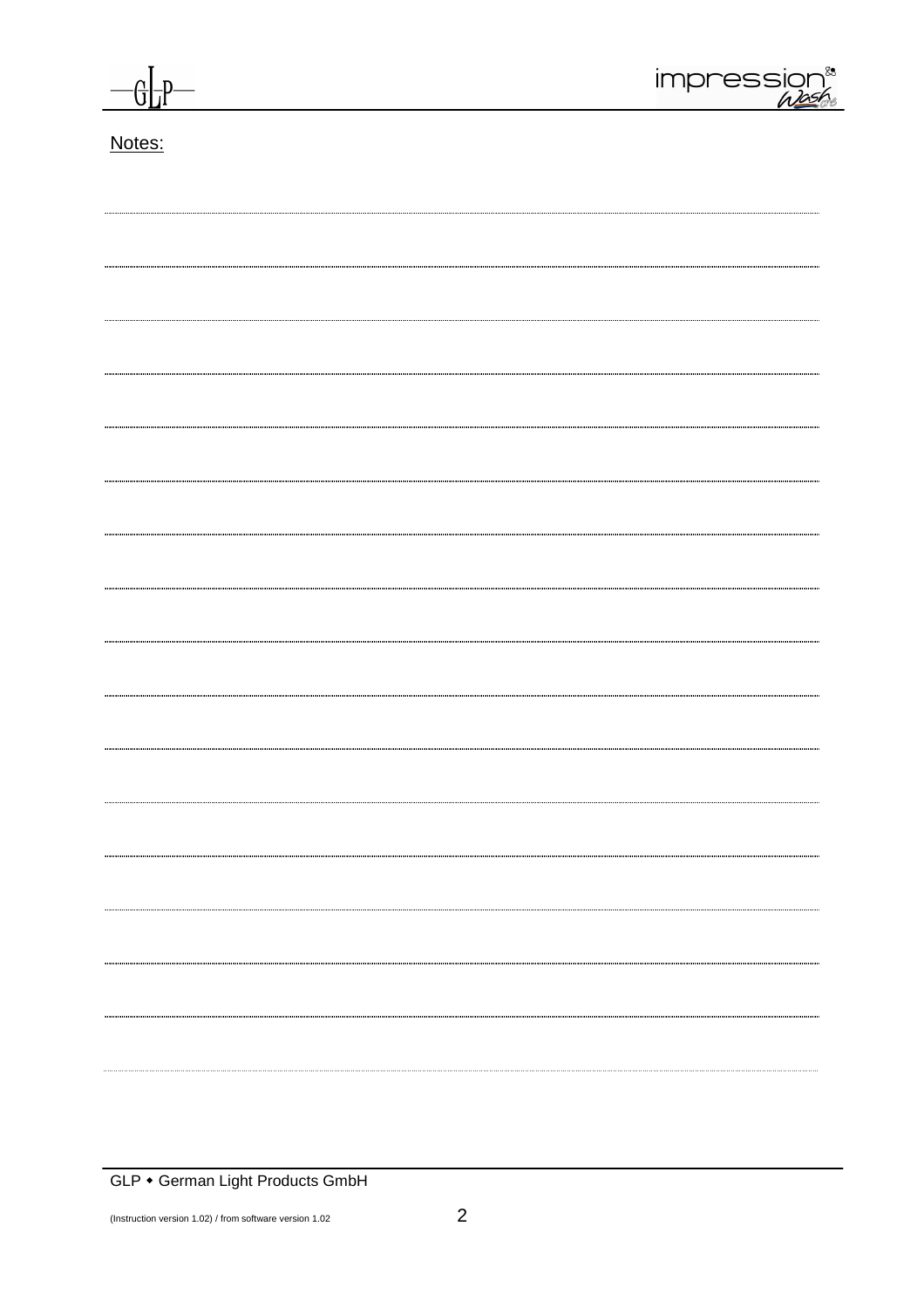Notes: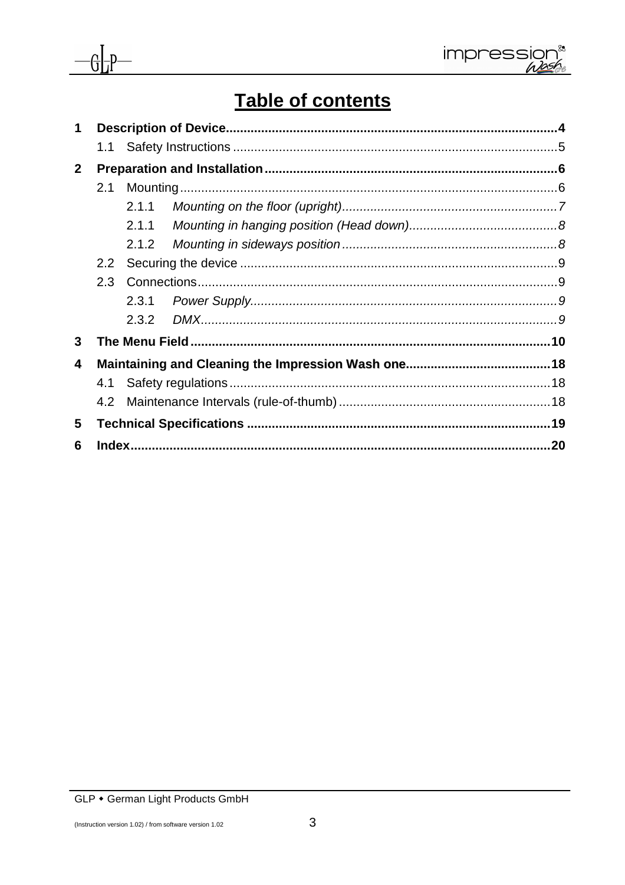# Table of contents

**1 Description of Device....................................................................................4**

1.1 Safety Instructions ................................................................................5

**2 Preparation and Installation...........................................................................6**

2.1 Mounting..............................................................................................6

2.1.1 *Mounting on the floor (upright)..............................................................7*

2.1.1 *Mounting in hanging position (Head down)...........................................8*

2.1.2 *Mounting in sideways position ..............................................................8*

2.2 Securing the device ..............................................................................9

2.3 Connections..........................................................................................9

2.3.1 *Power Supply.......................................................................................9*

2.3.2 *DMX.....................................................................................................9*

**3 The Menu Field...............................................................................................10**

**4 Maintaining and Cleaning the Impression Wash one.......................................18**

4.1 Safety regulations................................................................................18

4.2 Maintenance Intervals (rule-of-thumb).................................................18

**5 Technical Specifications ...............................................................................19**

**6 Index..............................................................................................................20**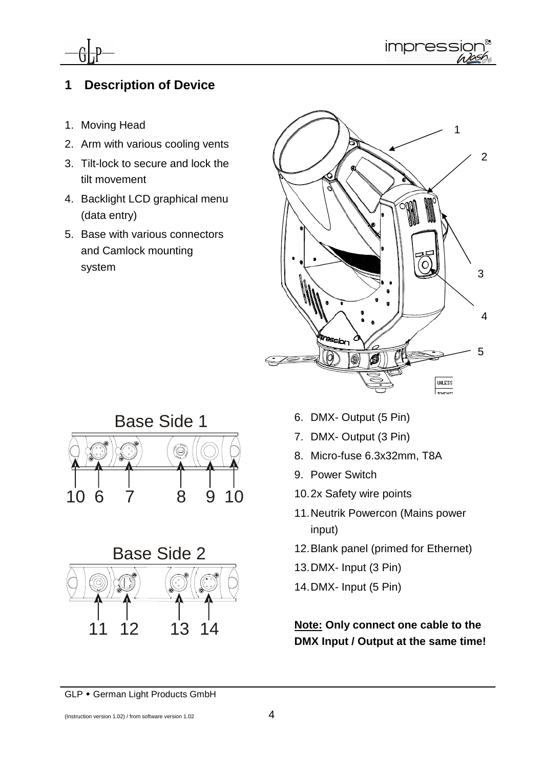# 1 Description of Device

1. Moving Head
2. Arm with various cooling vents
3. Tilt-lock to secure and lock the tilt movement
4. Backlight LCD graphical menu (data entry)
5. Base with various connectors and Camlock mounting system

Base Side 1

Base Side 2

6. DMX- Output (5 Pin)
7. DMX- Output (3 Pin)
8. Micro-fuse 6.3x32mm, T8A
9. Power Switch
10. 2x Safety wire points
11. Neutrik Powercon (Mains power input)
12. Blank panel (primed for Ethernet)
13. DMX- Input (3 Pin)
14. DMX- Input (5 Pin)

**Note: Only connect one cable to the DMX Input / Output at the same time!**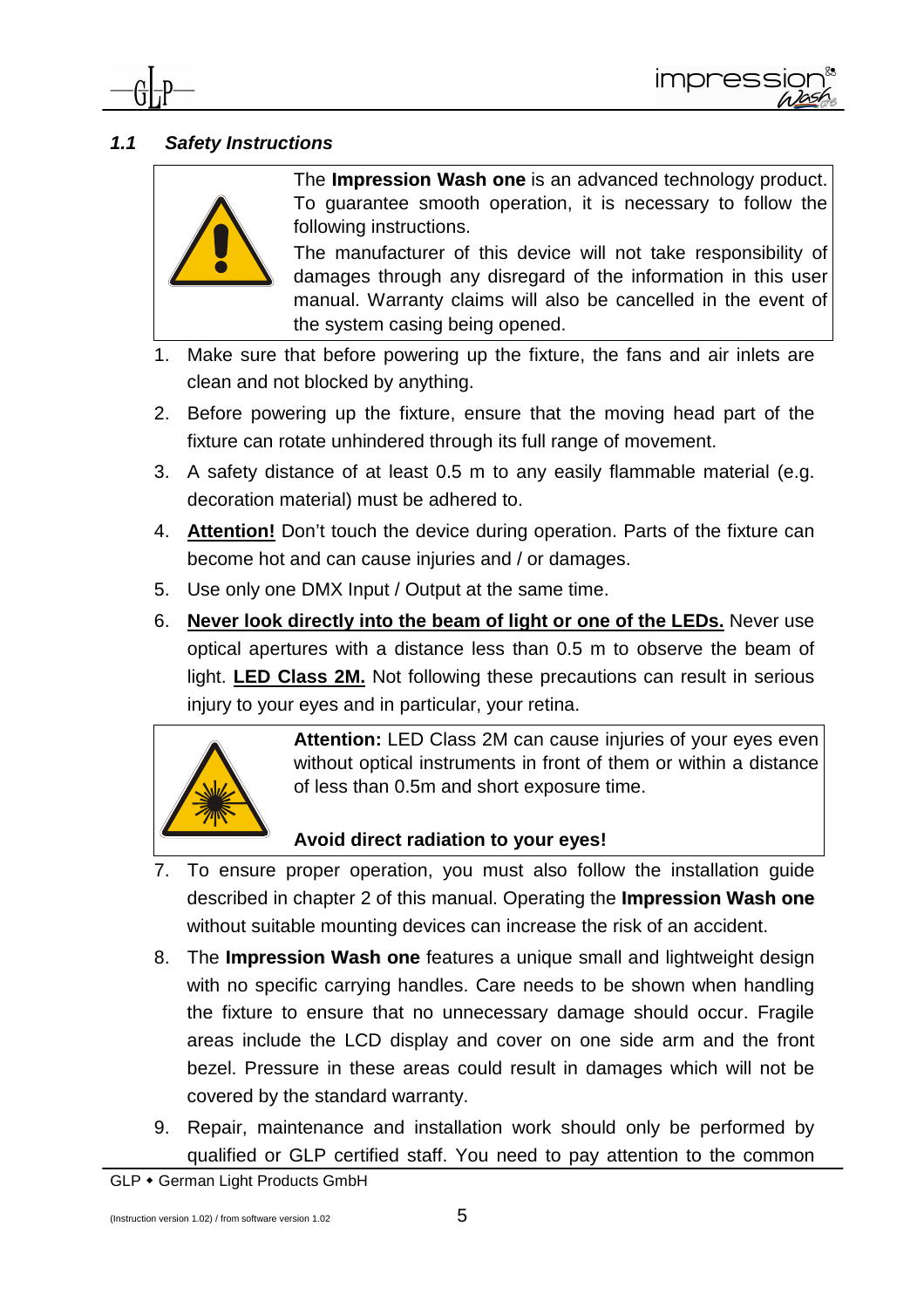### *1.1 Safety Instructions*

The **Impression Wash one** is an advanced technology product. To guarantee smooth operation, it is necessary to follow the following instructions.

The manufacturer of this device will not take responsibility of damages through any disregard of the information in this user manual. Warranty claims will also be cancelled in the event of the system casing being opened.

1. Make sure that before powering up the fixture, the fans and air inlets are clean and not blocked by anything.
2. Before powering up the fixture, ensure that the moving head part of the fixture can rotate unhindered through its full range of movement.
3. A safety distance of at least 0.5 m to any easily flammable material (e.g. decoration material) must be adhered to.
4. **Attention!** Don't touch the device during operation. Parts of the fixture can become hot and can cause injuries and / or damages.
5. Use only one DMX Input / Output at the same time.
6. **Never look directly into the beam of light or one of the LEDs.** Never use optical apertures with a distance less than 0.5 m to observe the beam of light. **LED Class 2M.** Not following these precautions can result in serious injury to your eyes and in particular, your retina.

**Attention:** LED Class 2M can cause injuries of your eyes even without optical instruments in front of them or within a distance of less than 0.5m and short exposure time.

**Avoid direct radiation to your eyes!**

7. To ensure proper operation, you must also follow the installation guide described in chapter 2 of this manual. Operating the **Impression Wash one** without suitable mounting devices can increase the risk of an accident.
8. The **Impression Wash one** features a unique small and lightweight design with no specific carrying handles. Care needs to be shown when handling the fixture to ensure that no unnecessary damage should occur. Fragile areas include the LCD display and cover on one side arm and the front bezel. Pressure in these areas could result in damages which will not be covered by the standard warranty.
9. Repair, maintenance and installation work should only be performed by qualified or GLP certified staff. You need to pay attention to the common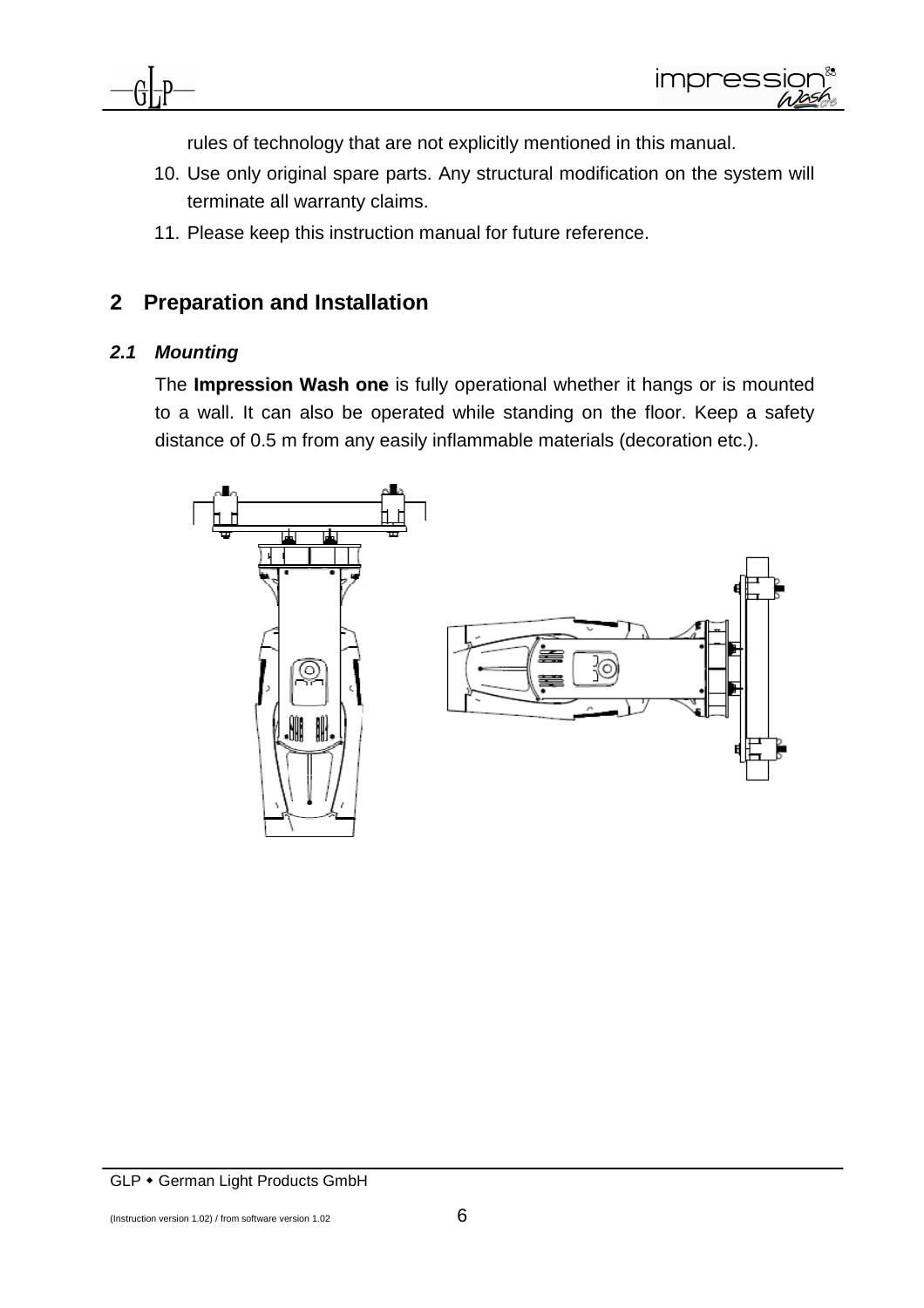rules of technology that are not explicitly mentioned in this manual.

10. Use only original spare parts. Any structural modification on the system will terminate all warranty claims.
11. Please keep this instruction manual for future reference.

# 2 Preparation and Installation

## *2.1 Mounting*

The **Impression Wash one** is fully operational whether it hangs or is mounted to a wall. It can also be operated while standing on the floor. Keep a safety distance of 0.5 m from any easily inflammable materials (decoration etc.).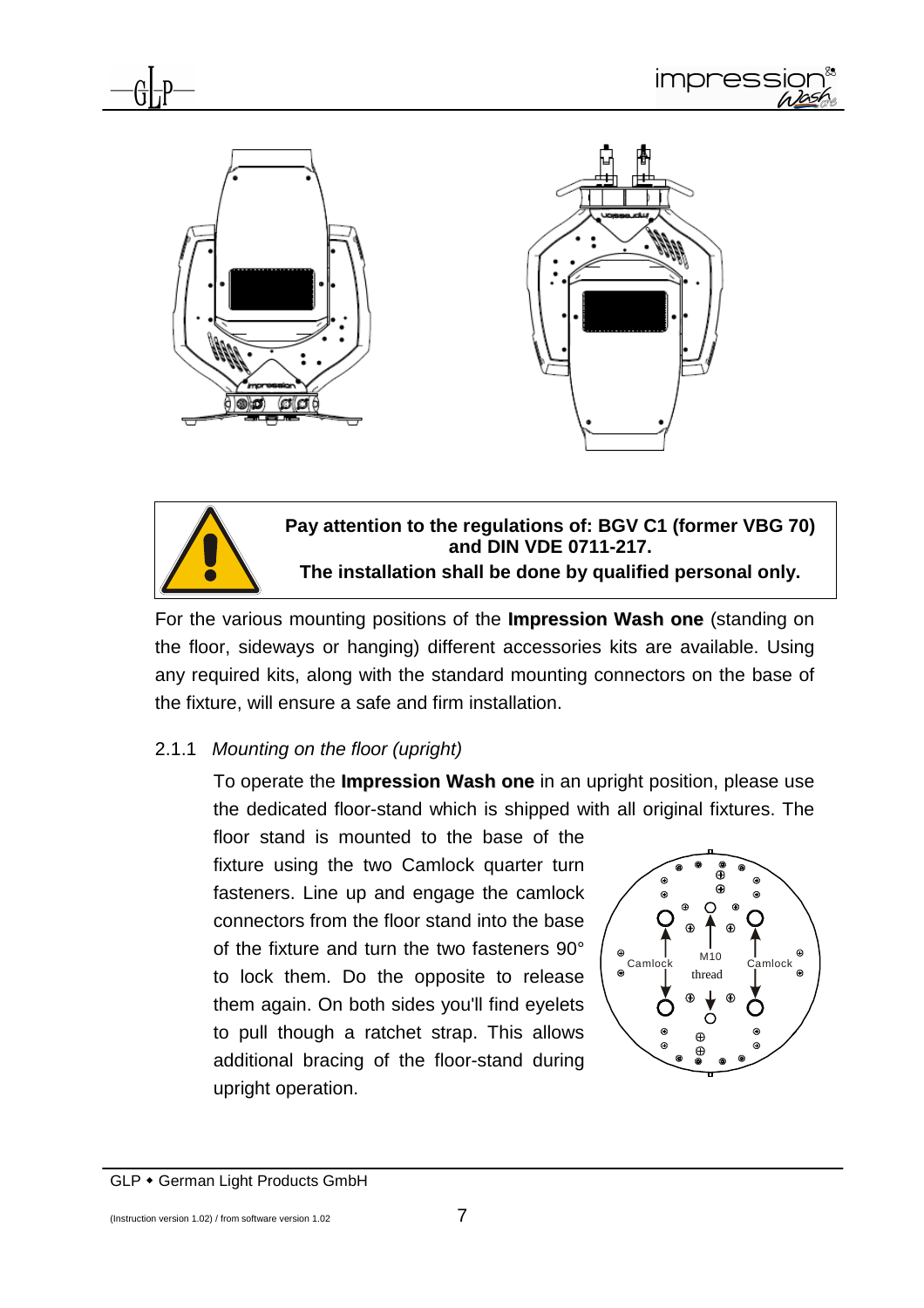**Pay attention to the regulations of: BGV C1 (former VBG 70) and DIN VDE 0711-217.**
**The installation shall be done by qualified personal only.**

For the various mounting positions of the **Impression Wash one** (standing on the floor, sideways or hanging) different accessories kits are available. Using any required kits, along with the standard mounting connectors on the base of the fixture, will ensure a safe and firm installation.

### 2.1.1 *Mounting on the floor (upright)*

To operate the **Impression Wash one** in an upright position, please use the dedicated floor-stand which is shipped with all original fixtures. The floor stand is mounted to the base of the fixture using the two Camlock quarter turn fasteners. Line up and engage the camlock connectors from the floor stand into the base of the fixture and turn the two fasteners 90° to lock them. Do the opposite to release them again. On both sides you'll find eyelets to pull though a ratchet strap. This allows additional bracing of the floor-stand during upright operation.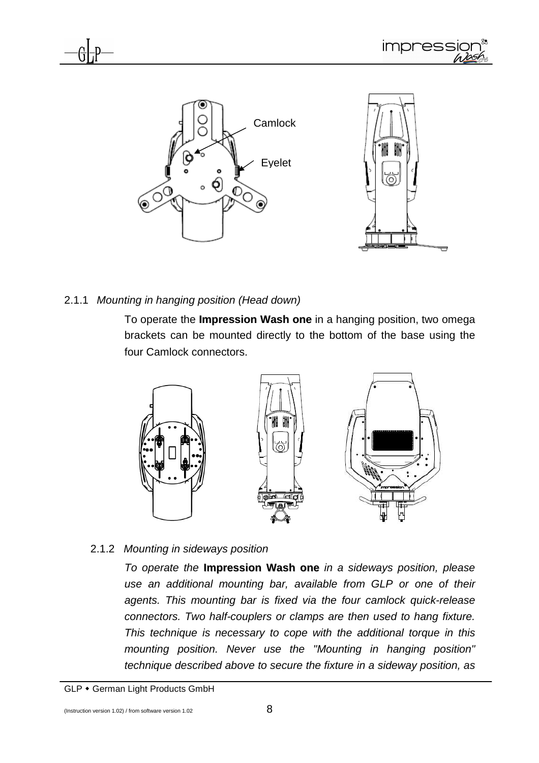Camlock

Eyelet

### 2.1.1 *Mounting in hanging position (Head down)*

To operate the **Impression Wash one** in a hanging position, two omega brackets can be mounted directly to the bottom of the base using the four Camlock connectors.

### 2.1.2 *Mounting in sideways position*

*To operate the* **Impression Wash one** *in a sideways position, please use an additional mounting bar, available from GLP or one of their agents. This mounting bar is fixed via the four camlock quick-release connectors. Two half-couplers or clamps are then used to hang fixture. This technique is necessary to cope with the additional torque in this mounting position. Never use the "Mounting in hanging position" technique described above to secure the fixture in a sideway position, as*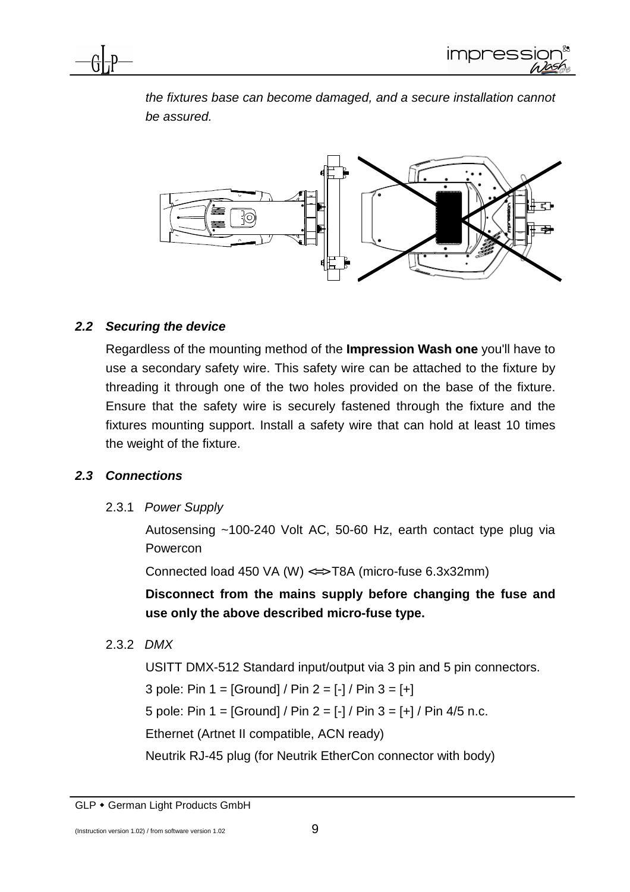*the fixtures base can become damaged, and a secure installation cannot be assured.*

### *2.2 Securing the device*

Regardless of the mounting method of the **Impression Wash one** you'll have to use a secondary safety wire. This safety wire can be attached to the fixture by threading it through one of the two holes provided on the base of the fixture. Ensure that the safety wire is securely fastened through the fixture and the fixtures mounting support. Install a safety wire that can hold at least 10 times the weight of the fixture.

### *2.3 Connections*

#### 2.3.1 *Power Supply*

Autosensing ~100-240 Volt AC, 50-60 Hz, earth contact type plug via Powercon

Connected load 450 VA (W) <=> T8A (micro-fuse 6.3x32mm)

**Disconnect from the mains supply before changing the fuse and use only the above described micro-fuse type.**

#### 2.3.2 *DMX*

USITT DMX-512 Standard input/output via 3 pin and 5 pin connectors.

3 pole: Pin 1 = [Ground] / Pin 2 = [-] / Pin 3 = [+]

5 pole: Pin 1 = [Ground] / Pin 2 = [-] / Pin 3 = [+] / Pin 4/5 n.c.

Ethernet (Artnet II compatible, ACN ready)

Neutrik RJ-45 plug (for Neutrik EtherCon connector with body)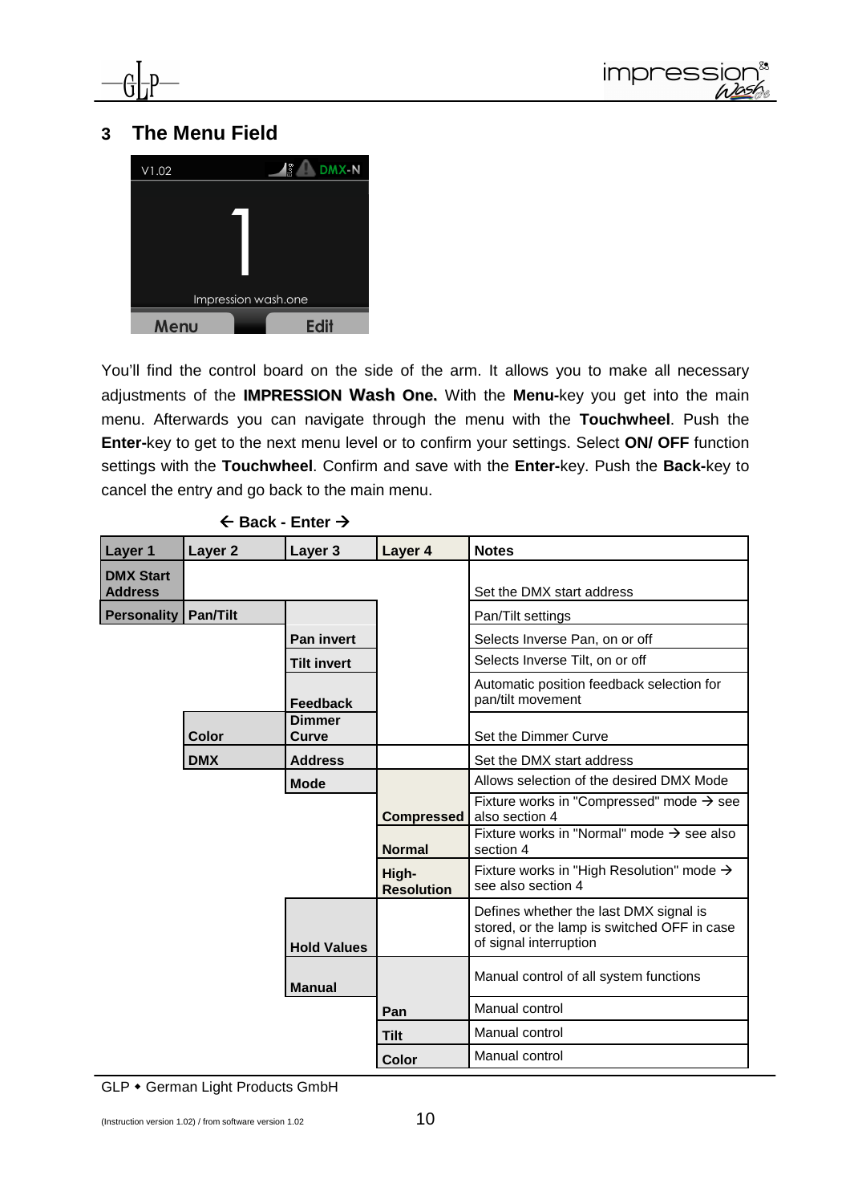## 3 The Menu Field

You'll find the control board on the side of the arm. It allows you to make all necessary adjustments of the **IMPRESSION Wash One.** With the **Menu-**key you get into the main menu. Afterwards you can navigate through the menu with the **Touchwheel**. Push the **Enter-**key to get to the next menu level or to confirm your settings. Select **ON/ OFF** function settings with the **Touchwheel**. Confirm and save with the **Enter-**key. Push the **Back-**key to cancel the entry and go back to the main menu.

**← Back - Enter →**

| Layer 1 | Layer 2 | Layer 3 | Layer 4 | Notes |
|---|---|---|---|---|
| **DMX Start Address** | | | | Set the DMX start address |
| **Personality** | **Pan/Tilt** | | | Pan/Tilt settings |
| | | **Pan invert** | | Selects Inverse Pan, on or off |
| | | **Tilt invert** | | Selects Inverse Tilt, on or off |
| | | **Feedback** | | Automatic position feedback selection for pan/tilt movement |
| | **Color** | **Dimmer Curve** | | Set the Dimmer Curve |
| | **DMX** | **Address** | | Set the DMX start address |
| | | **Mode** | | Allows selection of the desired DMX Mode |
| | | | **Compressed** | Fixture works in "Compressed" mode → see also section 4 |
| | | | **Normal** | Fixture works in "Normal" mode → see also section 4 |
| | | | **High-Resolution** | Fixture works in "High Resolution" mode → see also section 4 |
| | | **Hold Values** | | Defines whether the last DMX signal is stored, or the lamp is switched OFF in case of signal interruption |
| | | **Manual** | | Manual control of all system functions |
| | | | **Pan** | Manual control |
| | | | **Tilt** | Manual control |
| | | | **Color** | Manual control |

GLP • German Light Products GmbH

(Instruction version 1.02) / from software version 1.02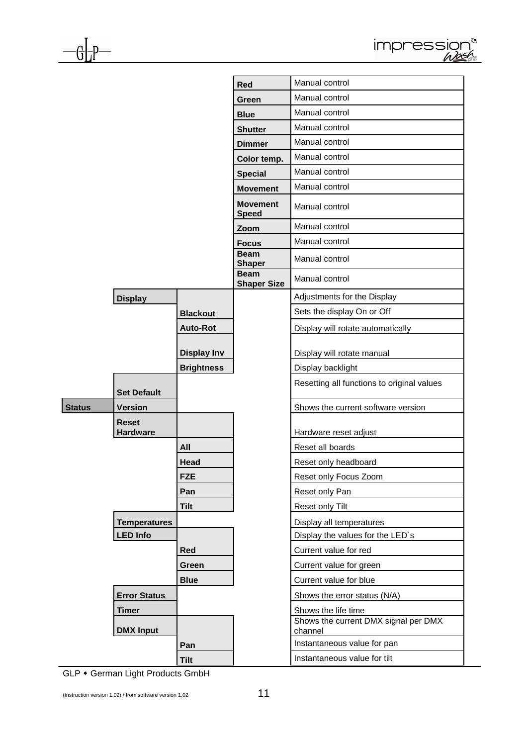| | | | | |
|---|---|---|---|---|
| | | | **Red** | Manual control |
| | | | **Green** | Manual control |
| | | | **Blue** | Manual control |
| | | | **Shutter** | Manual control |
| | | | **Dimmer** | Manual control |
| | | | **Color temp.** | Manual control |
| | | | **Special** | Manual control |
| | | | **Movement** | Manual control |
| | | | **Movement Speed** | Manual control |
| | | | **Zoom** | Manual control |
| | | | **Focus** | Manual control |
| | | | **Beam Shaper** | Manual control |
| | | | **Beam Shaper Size** | Manual control |
| | **Display** | | | Adjustments for the Display |
| | | **Blackout** | | Sets the display On or Off |
| | | **Auto-Rot** | | Display will rotate automatically |
| | | **Display Inv** | | Display will rotate manual |
| | | **Brightness** | | Display backlight |
| | **Set Default** | | | Resetting all functions to original values |
| **Status** | **Version** | | | Shows the current software version |
| | **Reset Hardware** | | | Hardware reset adjust |
| | | **All** | | Reset all boards |
| | | **Head** | | Reset only headboard |
| | | **FZE** | | Reset only Focus Zoom |
| | | **Pan** | | Reset only Pan |
| | | **Tilt** | | Reset only Tilt |
| | **Temperatures** | | | Display all temperatures |
| | **LED Info** | | | Display the values for the LED´s |
| | | **Red** | | Current value for red |
| | | **Green** | | Current value for green |
| | | **Blue** | | Current value for blue |
| | **Error Status** | | | Shows the error status (N/A) |
| | **Timer** | | | Shows the life time |
| | **DMX Input** | | | Shows the current DMX signal per DMX channel |
| | | **Pan** | | Instantaneous value for pan |
| | | **Tilt** | | Instantaneous value for tilt |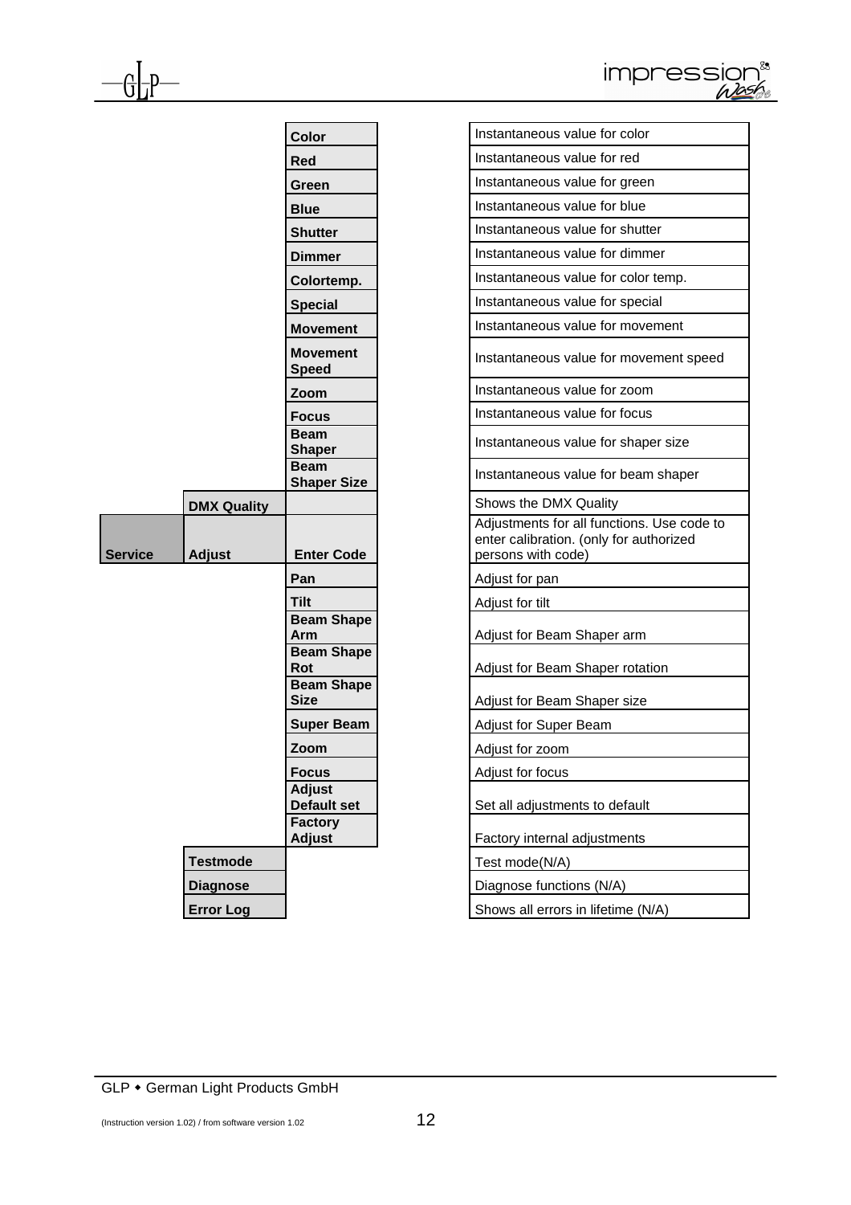| | | | |
|---|---|---|---|
| | | **Color** | Instantaneous value for color |
| | | **Red** | Instantaneous value for red |
| | | **Green** | Instantaneous value for green |
| | | **Blue** | Instantaneous value for blue |
| | | **Shutter** | Instantaneous value for shutter |
| | | **Dimmer** | Instantaneous value for dimmer |
| | | **Colortemp.** | Instantaneous value for color temp. |
| | | **Special** | Instantaneous value for special |
| | | **Movement** | Instantaneous value for movement |
| | | **Movement Speed** | Instantaneous value for movement speed |
| | | **Zoom** | Instantaneous value for zoom |
| | | **Focus** | Instantaneous value for focus |
| | | **Beam Shaper** | Instantaneous value for shaper size |
| | | **Beam Shaper Size** | Instantaneous value for beam shaper |
| | **DMX Quality** | | Shows the DMX Quality |
| **Service** | **Adjust** | **Enter Code** | Adjustments for all functions. Use code to enter calibration. (only for authorized persons with code) |
| | | **Pan** | Adjust for pan |
| | | **Tilt** | Adjust for tilt |
| | | **Beam Shape Arm** | Adjust for Beam Shaper arm |
| | | **Beam Shape Rot** | Adjust for Beam Shaper rotation |
| | | **Beam Shape Size** | Adjust for Beam Shaper size |
| | | **Super Beam** | Adjust for Super Beam |
| | | **Zoom** | Adjust for zoom |
| | | **Focus** | Adjust for focus |
| | | **Adjust Default set** | Set all adjustments to default |
| | | **Factory Adjust** | Factory internal adjustments |
| | **Testmode** | | Test mode(N/A) |
| | **Diagnose** | | Diagnose functions (N/A) |
| | **Error Log** | | Shows all errors in lifetime (N/A) |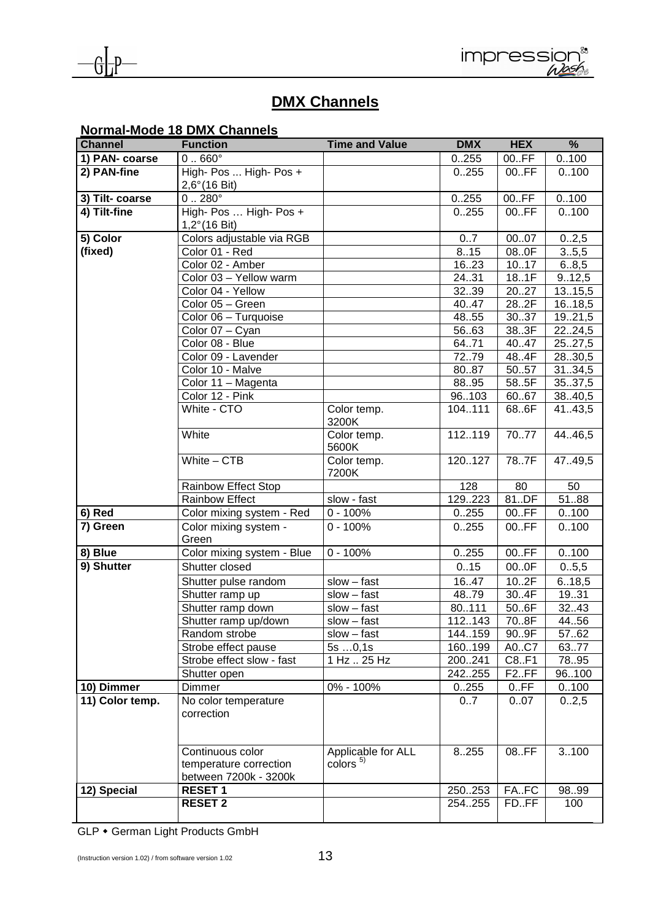## DMX Channels

### Normal-Mode 18 DMX Channels

| Channel | Function | Time and Value | DMX | HEX | % |
|---|---|---|---|---|---|
| **1) PAN- coarse** | 0 .. 660° | | 0..255 | 00..FF | 0..100 |
| **2) PAN-fine** | High- Pos ... High- Pos + 2,6°(16 Bit) | | 0..255 | 00..FF | 0..100 |
| **3) Tilt- coarse** | 0 .. 280° | | 0..255 | 00..FF | 0..100 |
| **4) Tilt-fine** | High- Pos … High- Pos + 1,2°(16 Bit) | | 0..255 | 00..FF | 0..100 |
| **5) Color (fixed)** | Colors adjustable via RGB | | 0..7 | 00..07 | 0..2,5 |
| | Color 01 - Red | | 8..15 | 08..0F | 3..5,5 |
| | Color 02 - Amber | | 16..23 | 10..17 | 6..8,5 |
| | Color 03 – Yellow warm | | 24..31 | 18..1F | 9..12,5 |
| | Color 04 - Yellow | | 32..39 | 20..27 | 13..15,5 |
| | Color 05 – Green | | 40..47 | 28..2F | 16..18,5 |
| | Color 06 – Turquoise | | 48..55 | 30..37 | 19..21,5 |
| | Color 07 – Cyan | | 56..63 | 38..3F | 22..24,5 |
| | Color 08 - Blue | | 64..71 | 40..47 | 25..27,5 |
| | Color 09 - Lavender | | 72..79 | 48..4F | 28..30,5 |
| | Color 10 - Malve | | 80..87 | 50..57 | 31..34,5 |
| | Color 11 – Magenta | | 88..95 | 58..5F | 35..37,5 |
| | Color 12 - Pink | | 96..103 | 60..67 | 38..40,5 |
| | White - CTO | Color temp. 3200K | 104..111 | 68..6F | 41..43,5 |
| | White | Color temp. 5600K | 112..119 | 70..77 | 44..46,5 |
| | White – CTB | Color temp. 7200K | 120..127 | 78..7F | 47..49,5 |
| | Rainbow Effect Stop | | 128 | 80 | 50 |
| | Rainbow Effect | slow - fast | 129..223 | 81..DF | 51..88 |
| **6) Red** | Color mixing system - Red | 0 - 100% | 0..255 | 00..FF | 0..100 |
| **7) Green** | Color mixing system - Green | 0 - 100% | 0..255 | 00..FF | 0..100 |
| **8) Blue** | Color mixing system - Blue | 0 - 100% | 0..255 | 00..FF | 0..100 |
| **9) Shutter** | Shutter closed | | 0..15 | 00..0F | 0..5,5 |
| | Shutter pulse random | slow – fast | 16..47 | 10..2F | 6..18,5 |
| | Shutter ramp up | slow – fast | 48..79 | 30..4F | 19..31 |
| | Shutter ramp down | slow – fast | 80..111 | 50..6F | 32..43 |
| | Shutter ramp up/down | slow – fast | 112..143 | 70..8F | 44..56 |
| | Random strobe | slow – fast | 144..159 | 90..9F | 57..62 |
| | Strobe effect pause | 5s …0,1s | 160..199 | A0..C7 | 63..77 |
| | Strobe effect slow - fast | 1 Hz .. 25 Hz | 200..241 | C8..F1 | 78..95 |
| | Shutter open | | 242..255 | F2..FF | 96..100 |
| **10) Dimmer** | Dimmer | 0% - 100% | 0..255 | 0..FF | 0..100 |
| **11) Color temp.** | No color temperature correction | | 0..7 | 0..07 | 0..2,5 |
| | Continuous color temperature correction between 7200k - 3200k | Applicable for ALL colors [5] | 8..255 | 08..FF | 3..100 |
| **12) Special** | **RESET 1** | | 250..253 | FA..FC | 98..99 |
| | **RESET 2** | | 254..255 | FD..FF | 100 |

GLP • German Light Products GmbH

(Instruction version 1.02) / from software version 1.02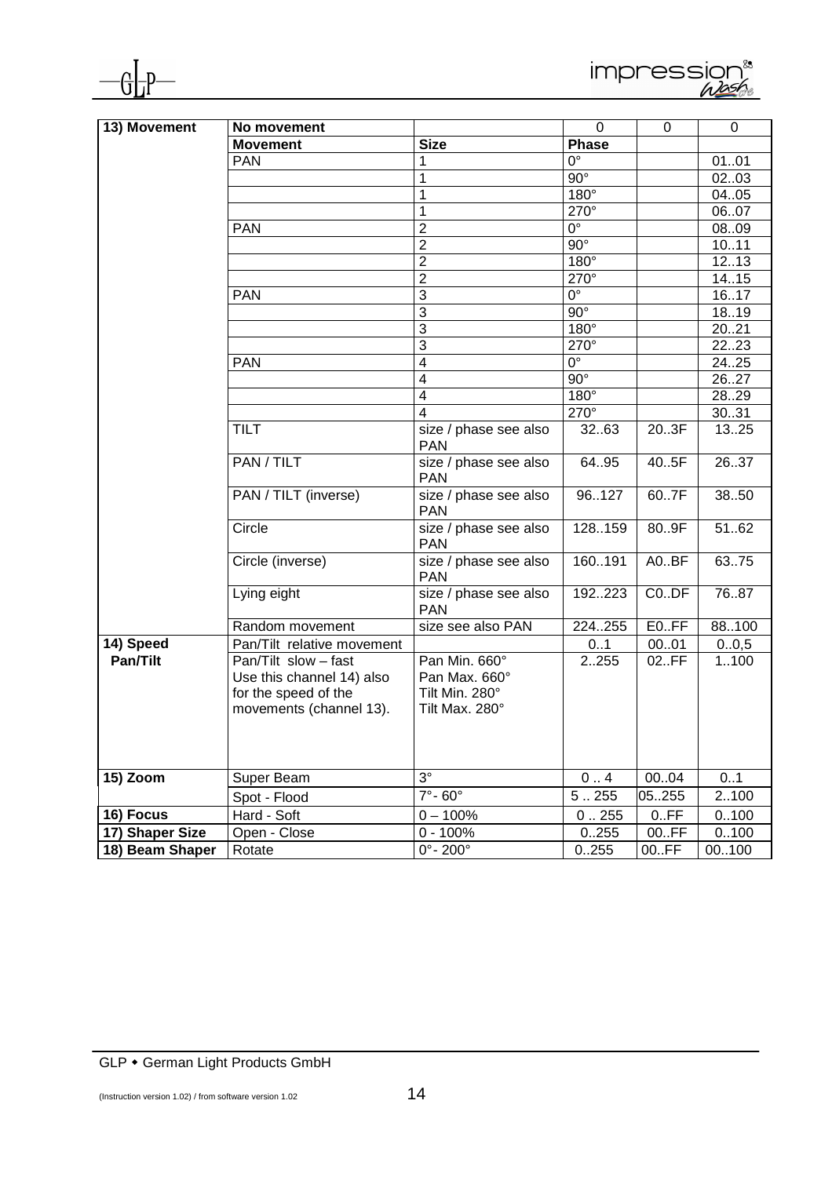| 13) Movement | No movement | | 0 | 0 | 0 |
|---|---|---|---|---|---|
| | **Movement** | **Size** | **Phase** | | |
| | PAN | 1 | 0° | | 01..01 |
| | | 1 | 90° | | 02..03 |
| | | 1 | 180° | | 04..05 |
| | | 1 | 270° | | 06..07 |
| | PAN | 2 | 0° | | 08..09 |
| | | 2 | 90° | | 10..11 |
| | | 2 | 180° | | 12..13 |
| | | 2 | 270° | | 14..15 |
| | PAN | 3 | 0° | | 16..17 |
| | | 3 | 90° | | 18..19 |
| | | 3 | 180° | | 20..21 |
| | | 3 | 270° | | 22..23 |
| | PAN | 4 | 0° | | 24..25 |
| | | 4 | 90° | | 26..27 |
| | | 4 | 180° | | 28..29 |
| | | 4 | 270° | | 30..31 |
| | TILT | size / phase see also PAN | 32..63 | 20..3F | 13..25 |
| | PAN / TILT | size / phase see also PAN | 64..95 | 40..5F | 26..37 |
| | PAN / TILT (inverse) | size / phase see also PAN | 96..127 | 60..7F | 38..50 |
| | Circle | size / phase see also PAN | 128..159 | 80..9F | 51..62 |
| | Circle (inverse) | size / phase see also PAN | 160..191 | A0..BF | 63..75 |
| | Lying eight | size / phase see also PAN | 192..223 | C0..DF | 76..87 |
| | Random movement | size see also PAN | 224..255 | E0..FF | 88..100 |
| **14) Speed Pan/Tilt** | Pan/Tilt relative movement | | 0..1 | 00..01 | 0..0,5 |
| | Pan/Tilt slow – fast Use this channel 14) also for the speed of the movements (channel 13). | Pan Min. 660° Pan Max. 660° Tilt Min. 280° Tilt Max. 280° | 2..255 | 02..FF | 1..100 |
| **15) Zoom** | Super Beam | 3° | 0 .. 4 | 00..04 | 0..1 |
| | Spot - Flood | 7°- 60° | 5 .. 255 | 05..255 | 2..100 |
| **16) Focus** | Hard - Soft | 0 – 100% | 0 .. 255 | 0..FF | 0..100 |
| **17) Shaper Size** | Open - Close | 0 - 100% | 0..255 | 00..FF | 0..100 |
| **18) Beam Shaper** | Rotate | 0°- 200° | 0..255 | 00..FF | 00..100 |

GLP • German Light Products GmbH

(Instruction version 1.02) / from software version 1.02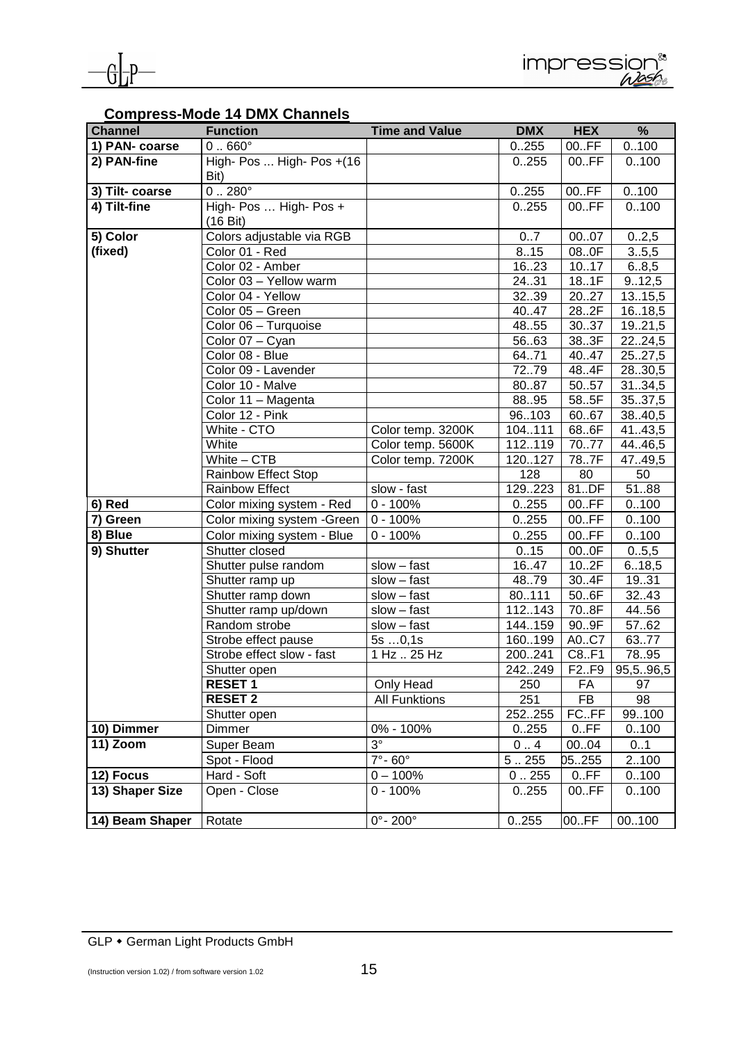## Compress-Mode 14 DMX Channels

| Channel | Function | Time and Value | DMX | HEX | % |
|---|---|---|---|---|---|
| **1) PAN- coarse** | 0 .. 660° | | 0..255 | 00..FF | 0..100 |
| **2) PAN-fine** | High- Pos ... High- Pos +(16 Bit) | | 0..255 | 00..FF | 0..100 |
| **3) Tilt- coarse** | 0 .. 280° | | 0..255 | 00..FF | 0..100 |
| **4) Tilt-fine** | High- Pos … High- Pos + (16 Bit) | | 0..255 | 00..FF | 0..100 |
| **5) Color (fixed)** | Colors adjustable via RGB | | 0..7 | 00..07 | 0..2,5 |
| | Color 01 - Red | | 8..15 | 08..0F | 3..5,5 |
| | Color 02 - Amber | | 16..23 | 10..17 | 6..8,5 |
| | Color 03 – Yellow warm | | 24..31 | 18..1F | 9..12,5 |
| | Color 04 - Yellow | | 32..39 | 20..27 | 13..15,5 |
| | Color 05 – Green | | 40..47 | 28..2F | 16..18,5 |
| | Color 06 – Turquoise | | 48..55 | 30..37 | 19..21,5 |
| | Color 07 – Cyan | | 56..63 | 38..3F | 22..24,5 |
| | Color 08 - Blue | | 64..71 | 40..47 | 25..27,5 |
| | Color 09 - Lavender | | 72..79 | 48..4F | 28..30,5 |
| | Color 10 - Malve | | 80..87 | 50..57 | 31..34,5 |
| | Color 11 – Magenta | | 88..95 | 58..5F | 35..37,5 |
| | Color 12 - Pink | | 96..103 | 60..67 | 38..40,5 |
| | White - CTO | Color temp. 3200K | 104..111 | 68..6F | 41..43,5 |
| | White | Color temp. 5600K | 112..119 | 70..77 | 44..46,5 |
| | White – CTB | Color temp. 7200K | 120..127 | 78..7F | 47..49,5 |
| | Rainbow Effect Stop | | 128 | 80 | 50 |
| | Rainbow Effect | slow - fast | 129..223 | 81..DF | 51..88 |
| **6) Red** | Color mixing system - Red | 0 - 100% | 0..255 | 00..FF | 0..100 |
| **7) Green** | Color mixing system -Green | 0 - 100% | 0..255 | 00..FF | 0..100 |
| **8) Blue** | Color mixing system - Blue | 0 - 100% | 0..255 | 00..FF | 0..100 |
| **9) Shutter** | Shutter closed | | 0..15 | 00..0F | 0..5,5 |
| | Shutter pulse random | slow – fast | 16..47 | 10..2F | 6..18,5 |
| | Shutter ramp up | slow – fast | 48..79 | 30..4F | 19..31 |
| | Shutter ramp down | slow – fast | 80..111 | 50..6F | 32..43 |
| | Shutter ramp up/down | slow – fast | 112..143 | 70..8F | 44..56 |
| | Random strobe | slow – fast | 144..159 | 90..9F | 57..62 |
| | Strobe effect pause | 5s …0,1s | 160..199 | A0..C7 | 63..77 |
| | Strobe effect slow - fast | 1 Hz .. 25 Hz | 200..241 | C8..F1 | 78..95 |
| | Shutter open | | 242..249 | F2..F9 | 95,5..96,5 |
| | **RESET 1** | Only Head | 250 | FA | 97 |
| | **RESET 2** | All Funktions | 251 | FB | 98 |
| | Shutter open | | 252..255 | FC..FF | 99..100 |
| **10) Dimmer** | Dimmer | 0% - 100% | 0..255 | 0..FF | 0..100 |
| **11) Zoom** | Super Beam | 3° | 0 .. 4 | 00..04 | 0..1 |
| | Spot - Flood | 7°- 60° | 5 .. 255 | 05..255 | 2..100 |
| **12) Focus** | Hard - Soft | 0 – 100% | 0 .. 255 | 0..FF | 0..100 |
| **13) Shaper Size** | Open - Close | 0 - 100% | 0..255 | 00..FF | 0..100 |
| **14) Beam Shaper** | Rotate | 0°- 200° | 0..255 | 00..FF | 00..100 |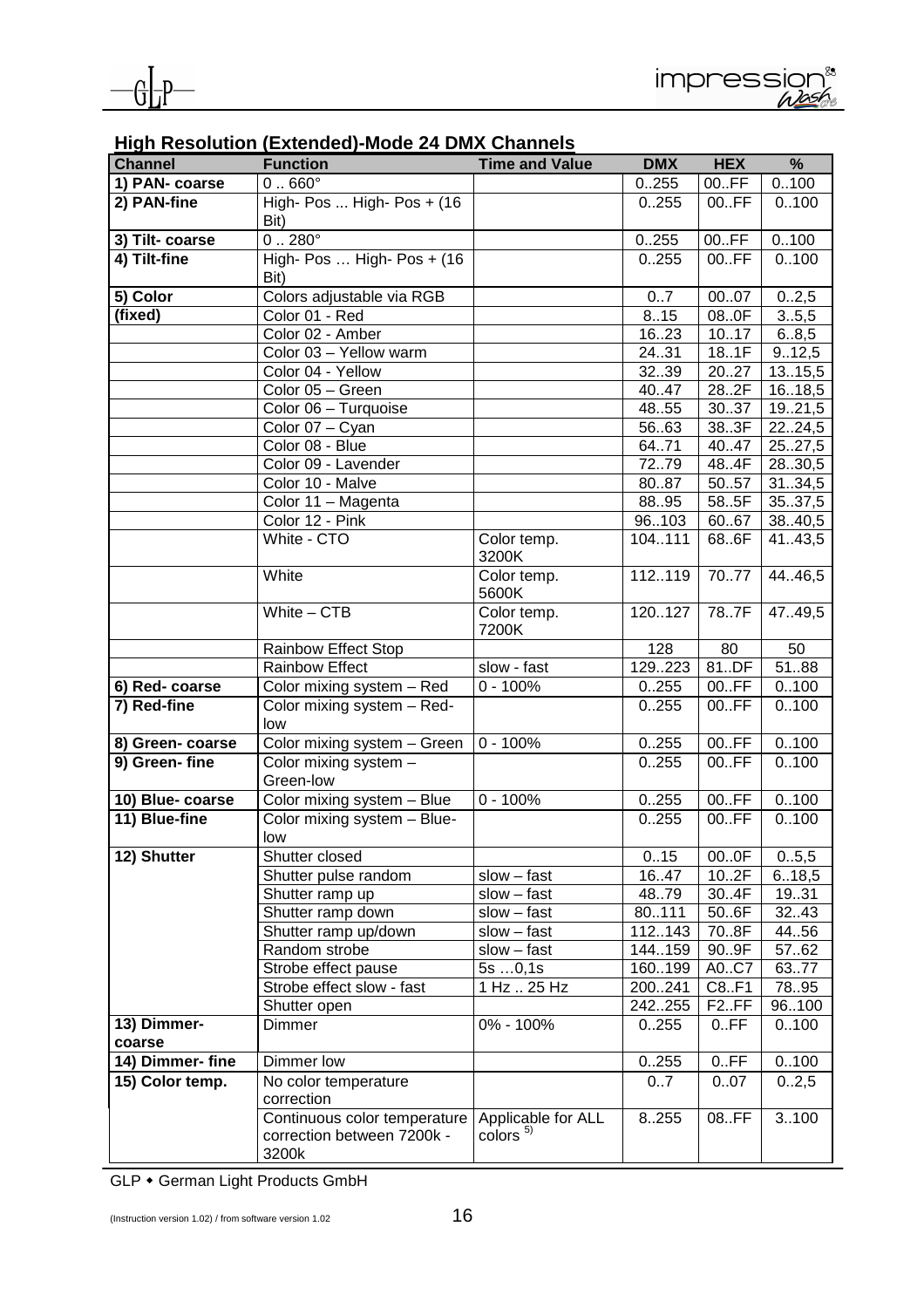## High Resolution (Extended)-Mode 24 DMX Channels

| Channel | Function | Time and Value | DMX | HEX | % |
|---|---|---|---|---|---|
| **1) PAN- coarse** | 0 .. 660° | | 0..255 | 00..FF | 0..100 |
| **2) PAN-fine** | High- Pos ... High- Pos + (16 Bit) | | 0..255 | 00..FF | 0..100 |
| **3) Tilt- coarse** | 0 .. 280° | | 0..255 | 00..FF | 0..100 |
| **4) Tilt-fine** | High- Pos … High- Pos + (16 Bit) | | 0..255 | 00..FF | 0..100 |
| **5) Color** | Colors adjustable via RGB | | 0..7 | 00..07 | 0..2,5 |
| **(fixed)** | Color 01 - Red | | 8..15 | 08..0F | 3..5,5 |
| | Color 02 - Amber | | 16..23 | 10..17 | 6..8,5 |
| | Color 03 – Yellow warm | | 24..31 | 18..1F | 9..12,5 |
| | Color 04 - Yellow | | 32..39 | 20..27 | 13..15,5 |
| | Color 05 – Green | | 40..47 | 28..2F | 16..18,5 |
| | Color 06 – Turquoise | | 48..55 | 30..37 | 19..21,5 |
| | Color 07 – Cyan | | 56..63 | 38..3F | 22..24,5 |
| | Color 08 - Blue | | 64..71 | 40..47 | 25..27,5 |
| | Color 09 - Lavender | | 72..79 | 48..4F | 28..30,5 |
| | Color 10 - Malve | | 80..87 | 50..57 | 31..34,5 |
| | Color 11 – Magenta | | 88..95 | 58..5F | 35..37,5 |
| | Color 12 - Pink | | 96..103 | 60..67 | 38..40,5 |
| | White - CTO | Color temp. 3200K | 104..111 | 68..6F | 41..43,5 |
| | White | Color temp. 5600K | 112..119 | 70..77 | 44..46,5 |
| | White – CTB | Color temp. 7200K | 120..127 | 78..7F | 47..49,5 |
| | Rainbow Effect Stop | | 128 | 80 | 50 |
| | Rainbow Effect | slow - fast | 129..223 | 81..DF | 51..88 |
| **6) Red- coarse** | Color mixing system – Red | 0 - 100% | 0..255 | 00..FF | 0..100 |
| **7) Red-fine** | Color mixing system – Red-low | | 0..255 | 00..FF | 0..100 |
| **8) Green- coarse** | Color mixing system – Green | 0 - 100% | 0..255 | 00..FF | 0..100 |
| **9) Green- fine** | Color mixing system – Green-low | | 0..255 | 00..FF | 0..100 |
| **10) Blue- coarse** | Color mixing system – Blue | 0 - 100% | 0..255 | 00..FF | 0..100 |
| **11) Blue-fine** | Color mixing system – Blue-low | | 0..255 | 00..FF | 0..100 |
| **12) Shutter** | Shutter closed | | 0..15 | 00..0F | 0..5,5 |
| | Shutter pulse random | slow – fast | 16..47 | 10..2F | 6..18,5 |
| | Shutter ramp up | slow – fast | 48..79 | 30..4F | 19..31 |
| | Shutter ramp down | slow – fast | 80..111 | 50..6F | 32..43 |
| | Shutter ramp up/down | slow – fast | 112..143 | 70..8F | 44..56 |
| | Random strobe | slow – fast | 144..159 | 90..9F | 57..62 |
| | Strobe effect pause | 5s …0,1s | 160..199 | A0..C7 | 63..77 |
| | Strobe effect slow - fast | 1 Hz .. 25 Hz | 200..241 | C8..F1 | 78..95 |
| | Shutter open | | 242..255 | F2..FF | 96..100 |
| **13) Dimmer- coarse** | Dimmer | 0% - 100% | 0..255 | 0..FF | 0..100 |
| **14) Dimmer- fine** | Dimmer low | | 0..255 | 0..FF | 0..100 |
| **15) Color temp.** | No color temperature correction | | 0..7 | 0..07 | 0..2,5 |
| | Continuous color temperature correction between 7200k - 3200k | Applicable for ALL colors [5] | 8..255 | 08..FF | 3..100 |

GLP • German Light Products GmbH

(Instruction version 1.02) / from software version 1.02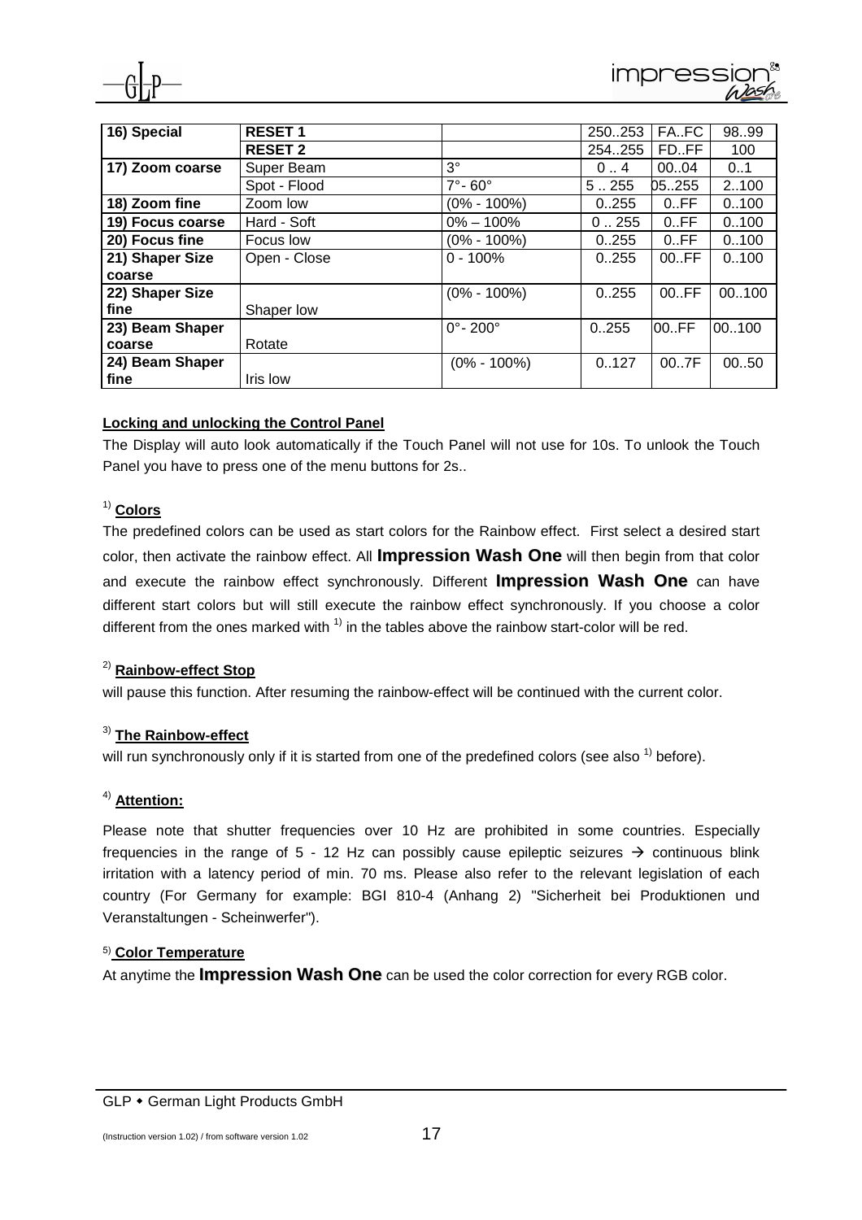| 16) Special | **RESET 1** | | 250..253 | FA..FC | 98..99 |
|---|---|---|---|---|---|
| | **RESET 2** | | 254..255 | FD..FF | 100 |
| **17) Zoom coarse** | Super Beam | 3° | 0 .. 4 | 00..04 | 0..1 |
| | Spot - Flood | 7°- 60° | 5 .. 255 | 05..255 | 2..100 |
| **18) Zoom fine** | Zoom low | (0% - 100%) | 0..255 | 0..FF | 0..100 |
| **19) Focus coarse** | Hard - Soft | 0% – 100% | 0 .. 255 | 0..FF | 0..100 |
| **20) Focus fine** | Focus low | (0% - 100%) | 0..255 | 0..FF | 0..100 |
| **21) Shaper Size coarse** | Open - Close | 0 - 100% | 0..255 | 00..FF | 0..100 |
| **22) Shaper Size fine** | Shaper low | (0% - 100%) | 0..255 | 00..FF | 00..100 |
| **23) Beam Shaper coarse** | Rotate | 0°- 200° | 0..255 | 00..FF | 00..100 |
| **24) Beam Shaper fine** | Iris low | (0% - 100%) | 0..127 | 00..7F | 00..50 |

**Locking and unlocking the Control Panel**

The Display will auto look automatically if the Touch Panel will not use for 10s. To unlook the Touch Panel you have to press one of the menu buttons for 2s..

[1] **Colors**

The predefined colors can be used as start colors for the Rainbow effect. First select a desired start color, then activate the rainbow effect. All **Impression Wash One** will then begin from that color and execute the rainbow effect synchronously. Different **Impression Wash One** can have different start colors but will still execute the rainbow effect synchronously. If you choose a color different from the ones marked with [1] in the tables above the rainbow start-color will be red.

[2] **Rainbow-effect Stop**

will pause this function. After resuming the rainbow-effect will be continued with the current color.

[3] **The Rainbow-effect**

will run synchronously only if it is started from one of the predefined colors (see also [1] before).

[4] **Attention:**

Please note that shutter frequencies over 10 Hz are prohibited in some countries. Especially frequencies in the range of 5 - 12 Hz can possibly cause epileptic seizures → continuous blink irritation with a latency period of min. 70 ms. Please also refer to the relevant legislation of each country (For Germany for example: BGI 810-4 (Anhang 2) "Sicherheit bei Produktionen und Veranstaltungen - Scheinwerfer").

[5] **Color Temperature**

At anytime the **Impression Wash One** can be used the color correction for every RGB color.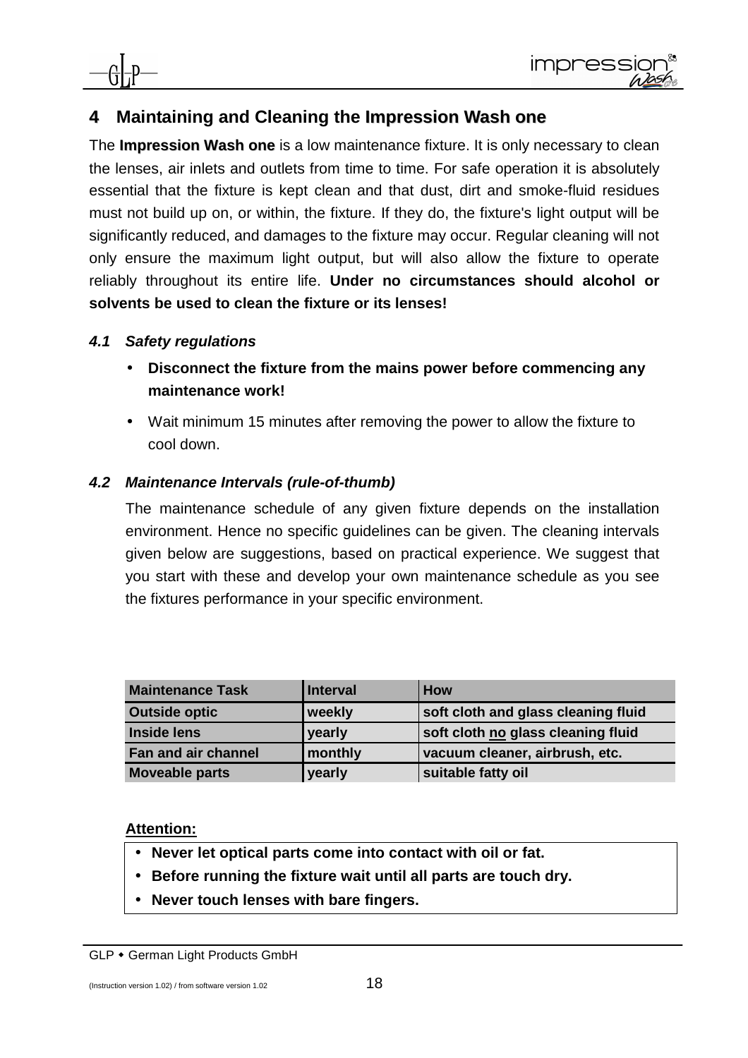# 4 Maintaining and Cleaning the Impression Wash one

The **Impression Wash one** is a low maintenance fixture. It is only necessary to clean the lenses, air inlets and outlets from time to time. For safe operation it is absolutely essential that the fixture is kept clean and that dust, dirt and smoke-fluid residues must not build up on, or within, the fixture. If they do, the fixture's light output will be significantly reduced, and damages to the fixture may occur. Regular cleaning will not only ensure the maximum light output, but will also allow the fixture to operate reliably throughout its entire life. **Under no circumstances should alcohol or solvents be used to clean the fixture or its lenses!**

## *4.1 Safety regulations*

- **Disconnect the fixture from the mains power before commencing any maintenance work!**
- Wait minimum 15 minutes after removing the power to allow the fixture to cool down.

## *4.2 Maintenance Intervals (rule-of-thumb)*

The maintenance schedule of any given fixture depends on the installation environment. Hence no specific guidelines can be given. The cleaning intervals given below are suggestions, based on practical experience. We suggest that you start with these and develop your own maintenance schedule as you see the fixtures performance in your specific environment.

| Maintenance Task | Interval | How |
|---|---|---|
| Outside optic | weekly | soft cloth and glass cleaning fluid |
| Inside lens | yearly | soft cloth no glass cleaning fluid |
| Fan and air channel | monthly | vacuum cleaner, airbrush, etc. |
| Moveable parts | yearly | suitable fatty oil |

**Attention:**

- **Never let optical parts come into contact with oil or fat.**
- **Before running the fixture wait until all parts are touch dry.**
- **Never touch lenses with bare fingers.**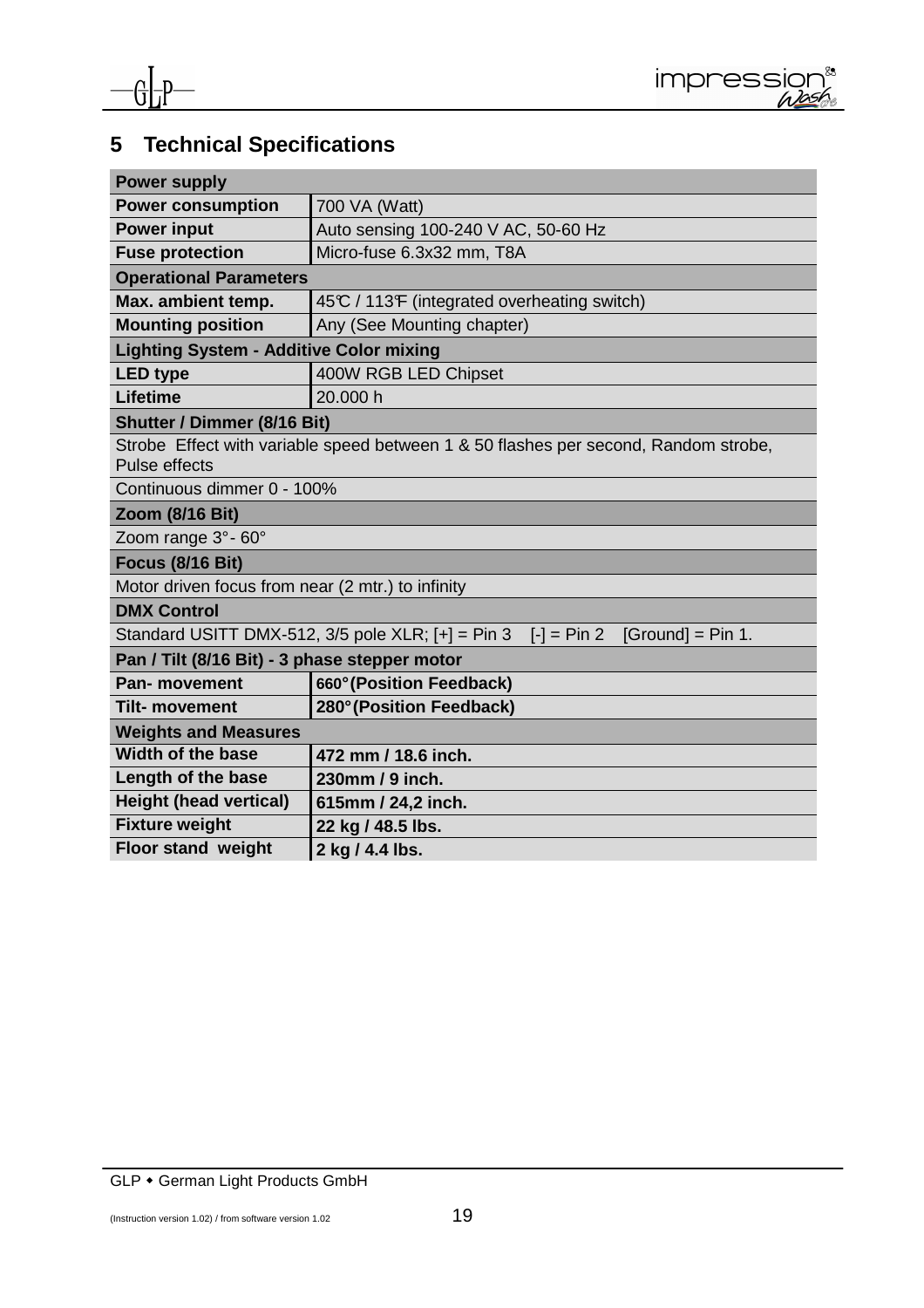## 5 Technical Specifications

| Power supply | |
|---|---|
| **Power consumption** | 700 VA (Watt) |
| **Power input** | Auto sensing 100-240 V AC, 50-60 Hz |
| **Fuse protection** | Micro-fuse 6.3x32 mm, T8A |
| **Operational Parameters** | |
| **Max. ambient temp.** | 45℃ / 113℉ (integrated overheating switch) |
| **Mounting position** | Any (See Mounting chapter) |
| **Lighting System - Additive Color mixing** | |
| **LED type** | 400W RGB LED Chipset |
| **Lifetime** | 20.000 h |
| **Shutter / Dimmer (8/16 Bit)** | |
| Strobe Effect with variable speed between 1 & 50 flashes per second, Random strobe, Pulse effects | |
| Continuous dimmer 0 - 100% | |
| **Zoom (8/16 Bit)** | |
| Zoom range 3°- 60° | |
| **Focus (8/16 Bit)** | |
| Motor driven focus from near (2 mtr.) to infinity | |
| **DMX Control** | |
| Standard USITT DMX-512, 3/5 pole XLR; [+] = Pin 3 [-] = Pin 2 [Ground] = Pin 1. | |
| **Pan / Tilt (8/16 Bit) - 3 phase stepper motor** | |
| **Pan- movement** | **660°(Position Feedback)** |
| **Tilt- movement** | **280°(Position Feedback)** |
| **Weights and Measures** | |
| **Width of the base** | **472 mm / 18.6 inch.** |
| **Length of the base** | **230mm / 9 inch.** |
| **Height (head vertical)** | **615mm / 24,2 inch.** |
| **Fixture weight** | **22 kg / 48.5 lbs.** |
| **Floor stand weight** | **2 kg / 4.4 lbs.** |

GLP ◆ German Light Products GmbH

(Instruction version 1.02) / from software version 1.02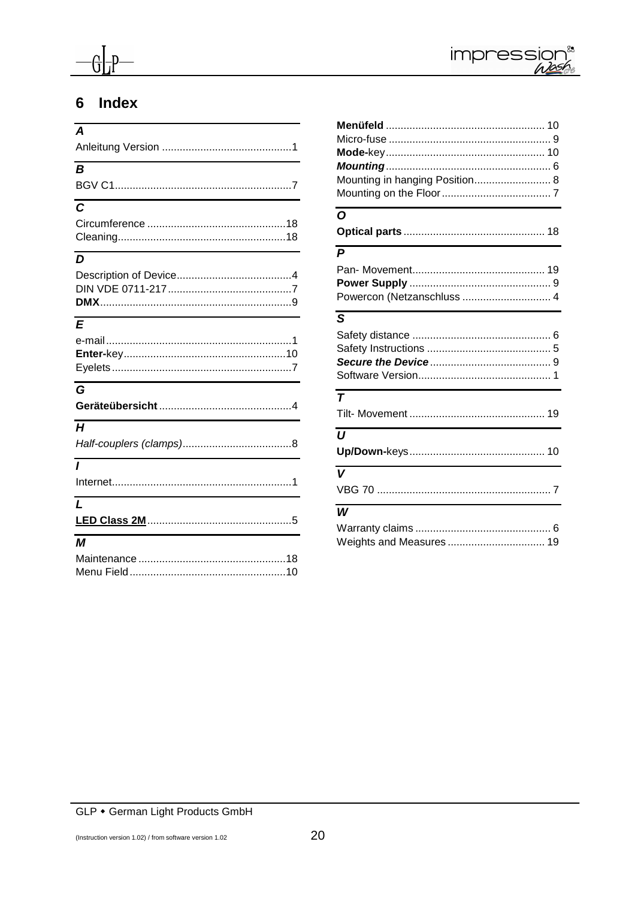# 6 Index

### *A*

Anleitung Version ............................................1

### *B*

BGV C1............................................................7

### *C*

Circumference ...............................................18
Cleaning.........................................................18

### *D*

Description of Device.......................................4
DIN VDE 0711-217..........................................7
**DMX**................................................................9

### *E*

e-mail...............................................................1
**Enter-**key.......................................................10
Eyelets.............................................................7

### *G*

**Geräteübersicht**.............................................4

### *H*

*Half-couplers (clamps)*.....................................8

### *I*

Internet.............................................................1

### *L*

**LED Class 2M**................................................5

### *M*

Maintenance ..................................................18
Menu Field.....................................................10
**Menüfeld** .....................................................10
Micro-fuse .......................................................9
**Mode-**key......................................................10
***Mounting***........................................................6
Mounting in hanging Position..........................8
Mounting on the Floor.....................................7

### *O*

**Optical parts**................................................18

### *P*

Pan- Movement.............................................19
**Power Supply** ................................................9
Powercon (Netzanschluss ..............................4

### *S*

Safety distance ...............................................6
Safety Instructions ..........................................5
***Secure the Device***.........................................9
Software Version.............................................1

### *T*

Tilt- Movement ..............................................19

### *U*

**Up/Down-**keys..............................................10

### *V*

VBG 70 ...........................................................7

### *W*

Warranty claims .............................................6
Weights and Measures .................................19